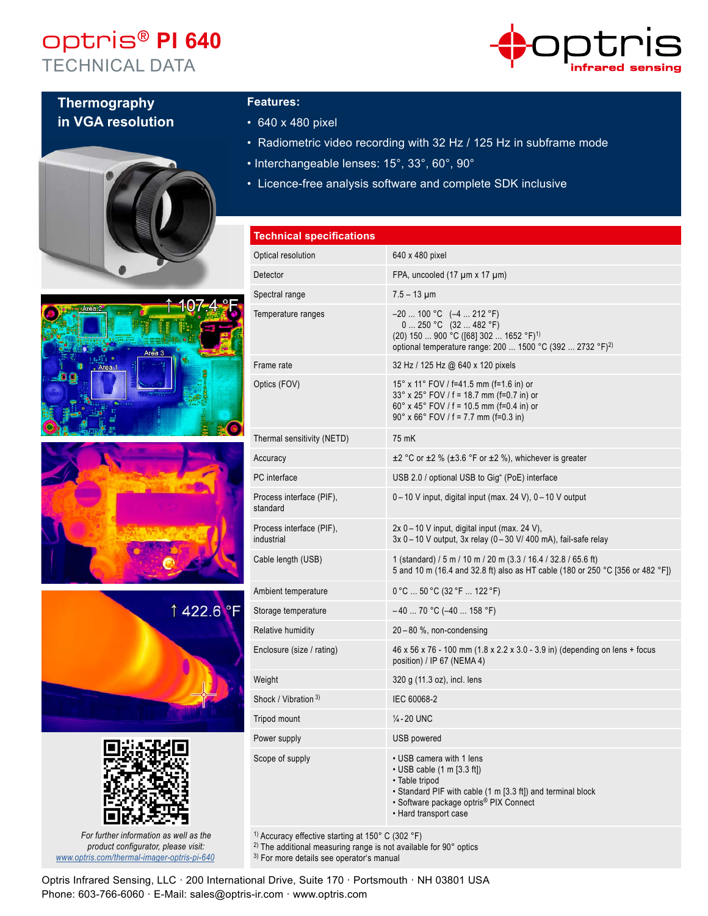# optris® PI 640
## TECHNICAL DATA

### Thermography in VGA resolution

**Features:**

- 640 x 480 pixel
- Radiometric video recording with 32 Hz / 125 Hz in subframe mode
- Interchangeable lenses: 15°, 33°, 60°, 90°
- Licence-free analysis software and complete SDK inclusive

| Technical specifications | |
|---|---|
| Optical resolution | 640 x 480 pixel |
| Detector | FPA, uncooled (17 µm x 17 µm) |
| Spectral range | 7.5 – 13 µm |
| Temperature ranges | –20 ... 100 °C (–4 ... 212 °F)<br>0 ... 250 °C (32 ... 482 °F)<br>(20) 150 ... 900 °C ([68] 302 ... 1652 °F)[1]<br>optional temperature range: 200 ... 1500 °C (392 ... 2732 °F)[2] |
| Frame rate | 32 Hz / 125 Hz @ 640 x 120 pixels |
| Optics (FOV) | 15° x 11° FOV / f=41.5 mm (f=1.6 in) or<br>33° x 25° FOV / f = 18.7 mm (f=0.7 in) or<br>60° x 45° FOV / f = 10.5 mm (f=0.4 in) or<br>90° x 66° FOV / f = 7.7 mm (f=0.3 in) |
| Thermal sensitivity (NETD) | 75 mK |
| Accuracy | ±2 °C or ±2 % (±3.6 °F or ±2 %), whichever is greater |
| PC interface | USB 2.0 / optional USB to Gig® (PoE) interface |
| Process interface (PIF), standard | 0 – 10 V input, digital input (max. 24 V), 0 – 10 V output |
| Process interface (PIF), industrial | 2x 0 – 10 V input, digital input (max. 24 V),<br>3x 0 – 10 V output, 3x relay (0 – 30 V/ 400 mA), fail-safe relay |
| Cable length (USB) | 1 (standard) / 5 m / 10 m / 20 m (3.3 / 16.4 / 32.8 / 65.6 ft)<br>5 and 10 m (16.4 and 32.8 ft) also as HT cable (180 or 250 °C [356 or 482 °F]) |
| Ambient temperature | 0 °C ... 50 °C (32 °F ... 122 °F) |
| Storage temperature | – 40 ... 70 °C (–40 ... 158 °F) |
| Relative humidity | 20 – 80 %, non-condensing |
| Enclosure (size / rating) | 46 x 56 x 76 - 100 mm (1.8 x 2.2 x 3.0 - 3.9 in) (depending on lens + focus position) / IP 67 (NEMA 4) |
| Weight | 320 g (11.3 oz), incl. lens |
| Shock / Vibration [3] | IEC 60068-2 |
| Tripod mount | ¼ - 20 UNC |
| Power supply | USB powered |
| Scope of supply | • USB camera with 1 lens<br>• USB cable (1 m [3.3 ft])<br>• Table tripod<br>• Standard PIF with cable (1 m [3.3 ft]) and terminal block<br>• Software package optris® PIX Connect<br>• Hard transport case |

[1] Accuracy effective starting at 150° C (302 °F)
[2] The additional measuring range is not available for 90° optics
[3] For more details see operator's manual

*For further information as well as the product configurator, please visit:*
www.optris.com/thermal-imager-optris-pi-640

Optris Infrared Sensing, LLC · 200 International Drive, Suite 170 · Portsmouth · NH 03801 USA
Phone: 603-766-6060 · E-Mail: sales@optris-ir.com · www.optris.com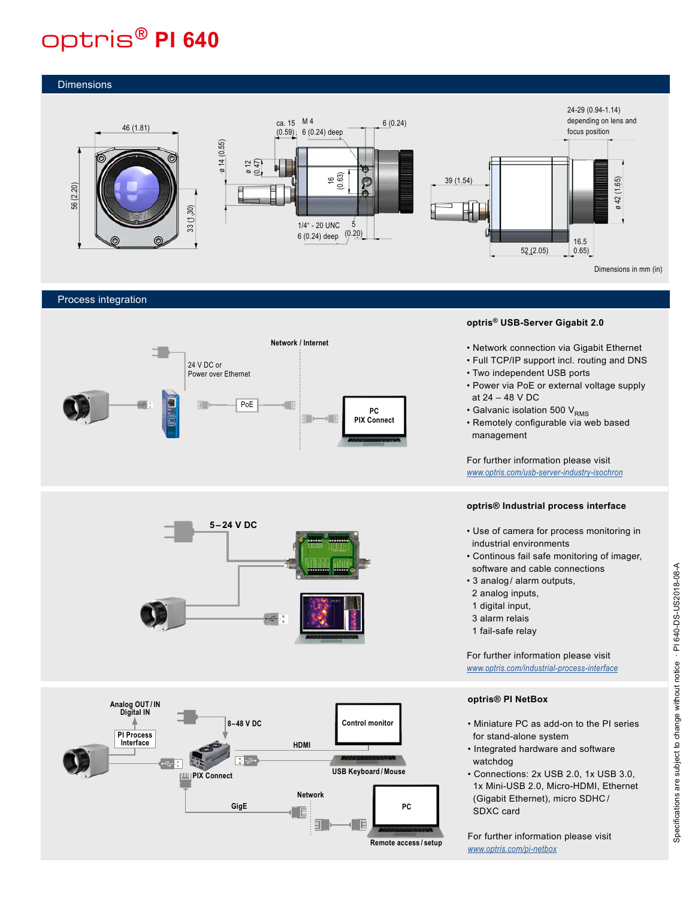# optris® PI 640

## Dimensions

46 (1.81)

56 (2.20)

33 (1.30)

ø 14 (0.55)

ø 12 (0.47)

ca. 15 (0.59)

M 4 6 (0.24) deep

6 (0.24)

16 (0.63)

1/4" - 20 UNC 6 (0.24) deep

5 (0.20)

24-29 (0.94-1.14) depending on lens and focus position

39 (1.54)

ø 42 (1.65)

52 (2.05)

16.5 0.65)

Dimensions in mm (in)

## Process integration

Network / Internet

24 V DC or Power over Ethernet

PoE

PC PIX Connect

### optris® USB-Server Gigabit 2.0

- Network connection via Gigabit Ethernet
- Full TCP/IP support incl. routing and DNS
- Two independent USB ports
- Power via PoE or external voltage supply at 24 – 48 V DC
- Galvanic isolation 500 $V_{RMS}$
- Remotely configurable via web based management

For further information please visit
www.optris.com/usb-server-industry-isochron

5 – 24 V DC

### optris® Industrial process interface

- Use of camera for process monitoring in industrial environments
- Continous fail safe monitoring of imager, software and cable connections
- 3 analog / alarm outputs,
  2 analog inputs,
  1 digital input,
  3 alarm relais
  1 fail-safe relay

For further information please visit
www.optris.com/industrial-process-interface

Analog OUT / IN Digital IN

PI Process Interface

8–48 V DC

Control monitor

HDMI

USB Keyboard / Mouse

PIX Connect

Network

GigE

PC

Remote access / setup

### optris® PI NetBox

- Miniature PC as add-on to the PI series for stand-alone system
- Integrated hardware and software watchdog
- Connections: 2x USB 2.0, 1x USB 3.0, 1x Mini-USB 2.0, Micro-HDMI, Ethernet (Gigabit Ethernet), micro SDHC / SDXC card

For further information please visit
www.optris.com/pi-netbox

Specifications are subject to change without notice · PI 640-DS-US2018-08-A